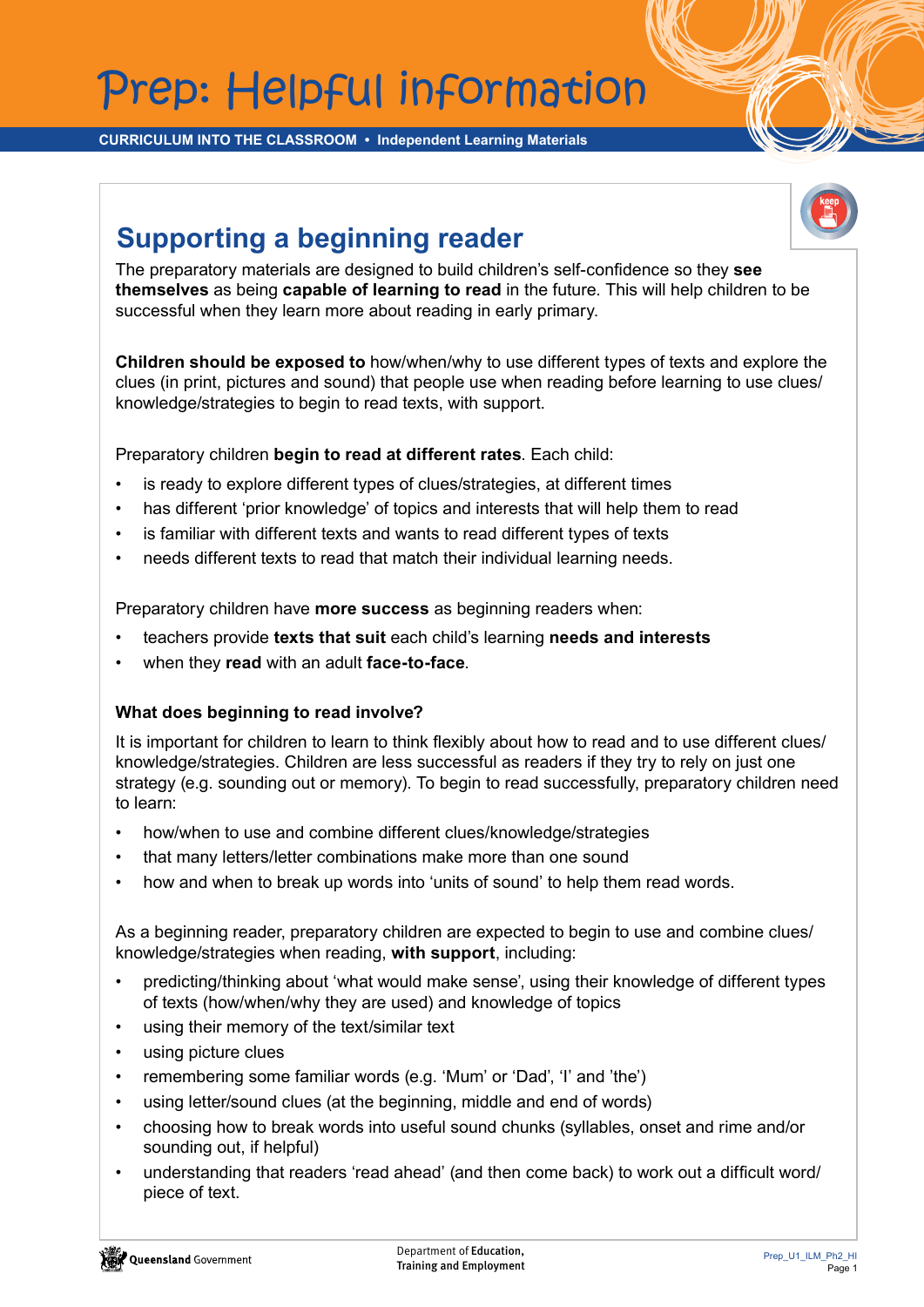# Prep: Helpful information

CURRICULUM INTO THE CLASSROOM • Independent Learning Materials

## Supporting a beginning reader

The preparatory materials are designed to build children's self-confidence so they **see themselves** as being **capable of learning to read** in the future. This will help children to be successful when they learn more about reading in early primary.

**Children should be exposed to** how/when/why to use different types of texts and explore the clues (in print, pictures and sound) that people use when reading before learning to use clues/ knowledge/strategies to begin to read texts, with support.

Preparatory children **begin to read at different rates**. Each child:

- is ready to explore different types of clues/strategies, at different times
- has different 'prior knowledge' of topics and interests that will help them to read
- is familiar with different texts and wants to read different types of texts
- needs different texts to read that match their individual learning needs.

Preparatory children have **more success** as beginning readers when:

- teachers provide **texts that suit** each child's learning **needs and interests**
- when they **read** with an adult **face-to-face**.

### What does beginning to read involve?

It is important for children to learn to think flexibly about how to read and to use different clues/ knowledge/strategies. Children are less successful as readers if they try to rely on just one strategy (e.g. sounding out or memory). To begin to read successfully, preparatory children need to learn:

- how/when to use and combine different clues/knowledge/strategies
- that many letters/letter combinations make more than one sound
- how and when to break up words into 'units of sound' to help them read words.

As a beginning reader, preparatory children are expected to begin to use and combine clues/ knowledge/strategies when reading, **with support**, including:

- predicting/thinking about 'what would make sense', using their knowledge of different types of texts (how/when/why they are used) and knowledge of topics
- using their memory of the text/similar text
- using picture clues
- remembering some familiar words (e.g. 'Mum' or 'Dad', 'I' and 'the')
- using letter/sound clues (at the beginning, middle and end of words)
- choosing how to break words into useful sound chunks (syllables, onset and rime and/or sounding out, if helpful)
- understanding that readers 'read ahead' (and then come back) to work out a difficult word/ piece of text.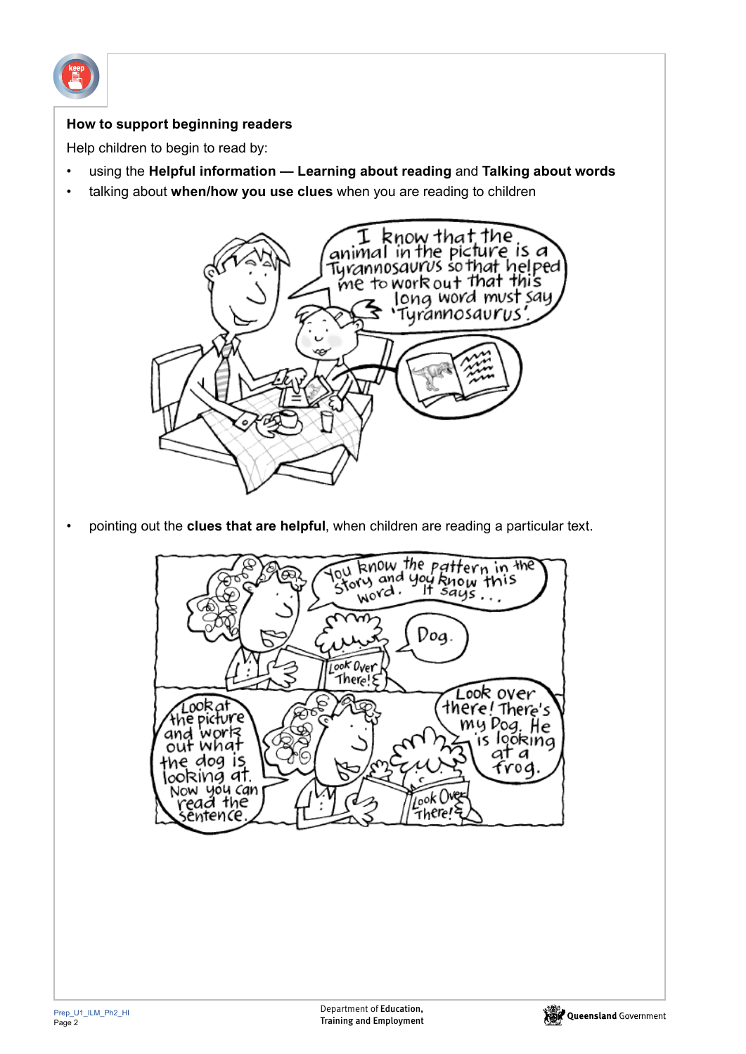**How to support beginning readers**

Help children to begin to read by:

- using the **Helpful information — Learning about reading** and **Talking about words**
- talking about **when/how you use clues** when you are reading to children

- pointing out the **clues that are helpful**, when children are reading a particular text.